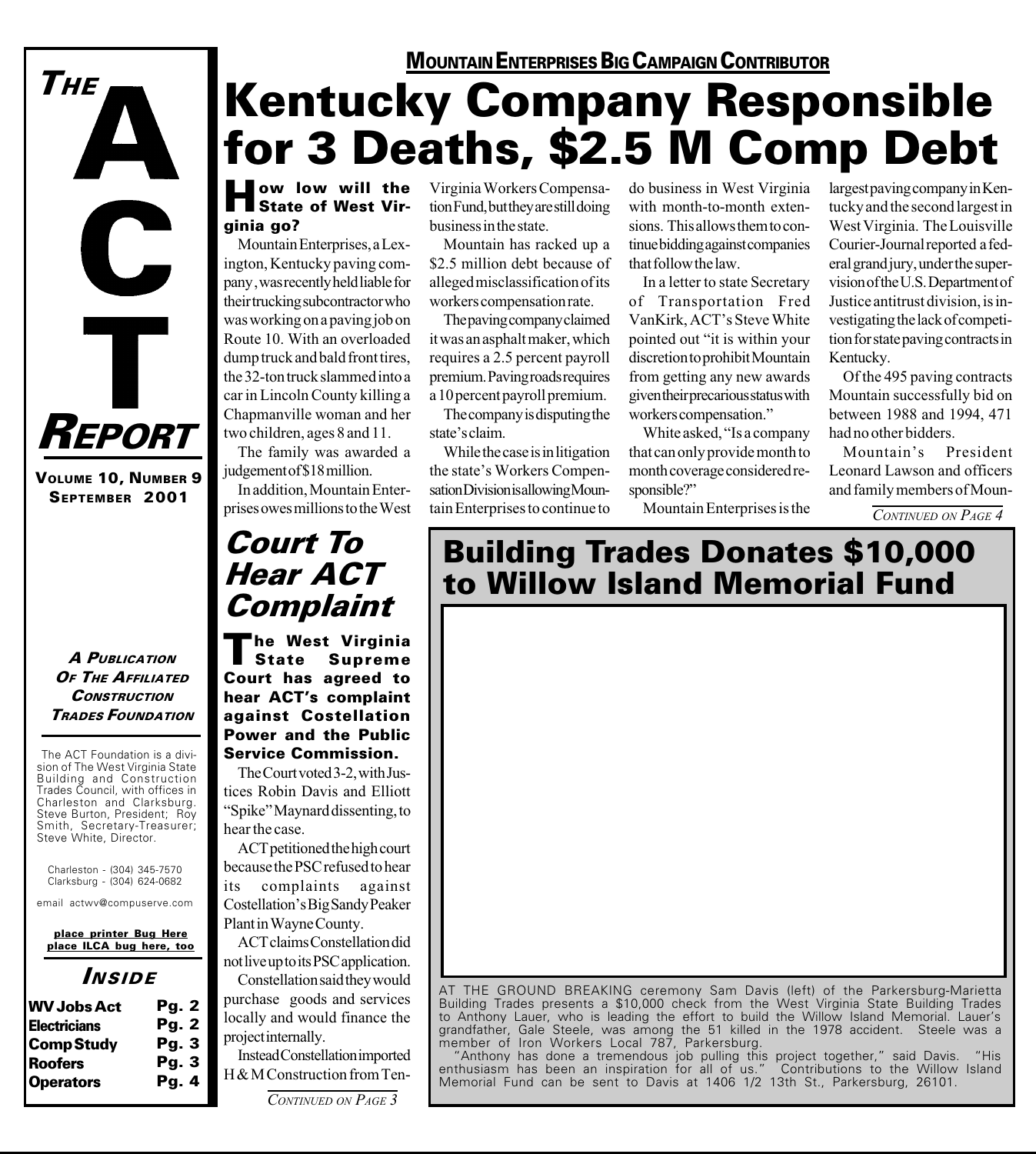# THE ACT REPORT

**VOLUME 10, NUMBER 9**
**SEPTEMBER 2001**

**MOUNTAIN ENTERPRISES BIG CAMPAIGN CONTRIBUTOR**

# Kentucky Company Responsible for 3 Deaths, $2.5 M Comp Debt

**How low will the State of West Virginia go?**

Mountain Enterprises, a Lexington, Kentucky paving company, was recently held liable for their trucking subcontractor who was working on a paving job on Route 10. With an overloaded dump truck and bald front tires, the 32-ton truck slammed into a car in Lincoln County killing a Chapmanville woman and her two children, ages 8 and 11.

The family was awarded a judgement of $18 million.

In addition, Mountain Enterprises owes millions to the West Virginia Workers Compensation Fund, but they are still doing business in the state.

Mountain has racked up a $2.5 million debt because of alleged misclassification of its workers compensation rate.

The paving company claimed it was an asphalt maker, which requires a 2.5 percent payroll premium. Paving roads requires a 10 percent payroll premium.

The company is disputing the state's claim.

While the case is in litigation the state's Workers Compensation Division is allowing Mountain Enterprises to continue to do business in West Virginia with month-to-month extensions. This allows them to continue bidding against companies that follow the law.

In a letter to state Secretary of Transportation Fred VanKirk, ACT's Steve White pointed out "it is within your discretion to prohibit Mountain from getting any new awards given their precarious status with workers compensation."

White asked, "Is a company that can only provide month to month coverage considered responsible?"

Mountain Enterprises is the largest paving company in Kentucky and the second largest in West Virginia. The Louisville Courier-Journal reported a federal grand jury, under the supervision of the U.S. Department of Justice antitrust division, is investigating the lack of competition for state paving contracts in Kentucky.

Of the 495 paving contracts Mountain successfully bid on between 1988 and 1994, 471 had no other bidders.

Mountain's President Leonard Lawson and officers and family members of Moun-

*CONTINUED ON PAGE 4*

## Court To Hear ACT Complaint

**The West Virginia State Supreme Court has agreed to hear ACT's complaint against Costellation Power and the Public Service Commission.**

The Court voted 3-2, with Justices Robin Davis and Elliott "Spike" Maynard dissenting, to hear the case.

ACT petitioned the high court because the PSC refused to hear its complaints against Costellation's Big Sandy Peaker Plant in Wayne County.

ACT claims Constellation did not live up to its PSC application.

Constellation said they would purchase goods and services locally and would finance the project internally.

Instead Constellation imported H & M Construction from Ten-

*CONTINUED ON PAGE 3*

## Building Trades Donates $10,000 to Willow Island Memorial Fund

AT THE GROUND BREAKING ceremony Sam Davis (left) of the Parkersburg-Marietta Building Trades presents a $10,000 check from the West Virginia State Building Trades to Anthony Lauer, who is leading the effort to build the Willow Island Memorial. Lauer's grandfather, Gale Steele, was among the 51 killed in the 1978 accident. Steele was a member of Iron Workers Local 787, Parkersburg.

"Anthony has done a tremendous job pulling this project together," said Davis. "His enthusiasm has been an inspiration for all of us." Contributions to the Willow Island Memorial Fund can be sent to Davis at 1406 1/2 13th St., Parkersburg, 26101.

---

***A PUBLICATION OF THE AFFILIATED CONSTRUCTION TRADES FOUNDATION***

The ACT Foundation is a division of The West Virginia State Building and Construction Trades Council, with offices in Charleston and Clarksburg. Steve Burton, President; Roy Smith, Secretary-Treasurer; Steve White, Director.

Charleston - (304) 345-7570
Clarksburg - (304) 624-0682

email actwv@compuserve.com

place printer Bug Here
place ILCA bug here, too

### INSIDE

| | |
|---|---|
| WV Jobs Act | Pg. 2 |
| Electricians | Pg. 2 |
| Comp Study | Pg. 3 |
| Roofers | Pg. 3 |
| Operators | Pg. 4 |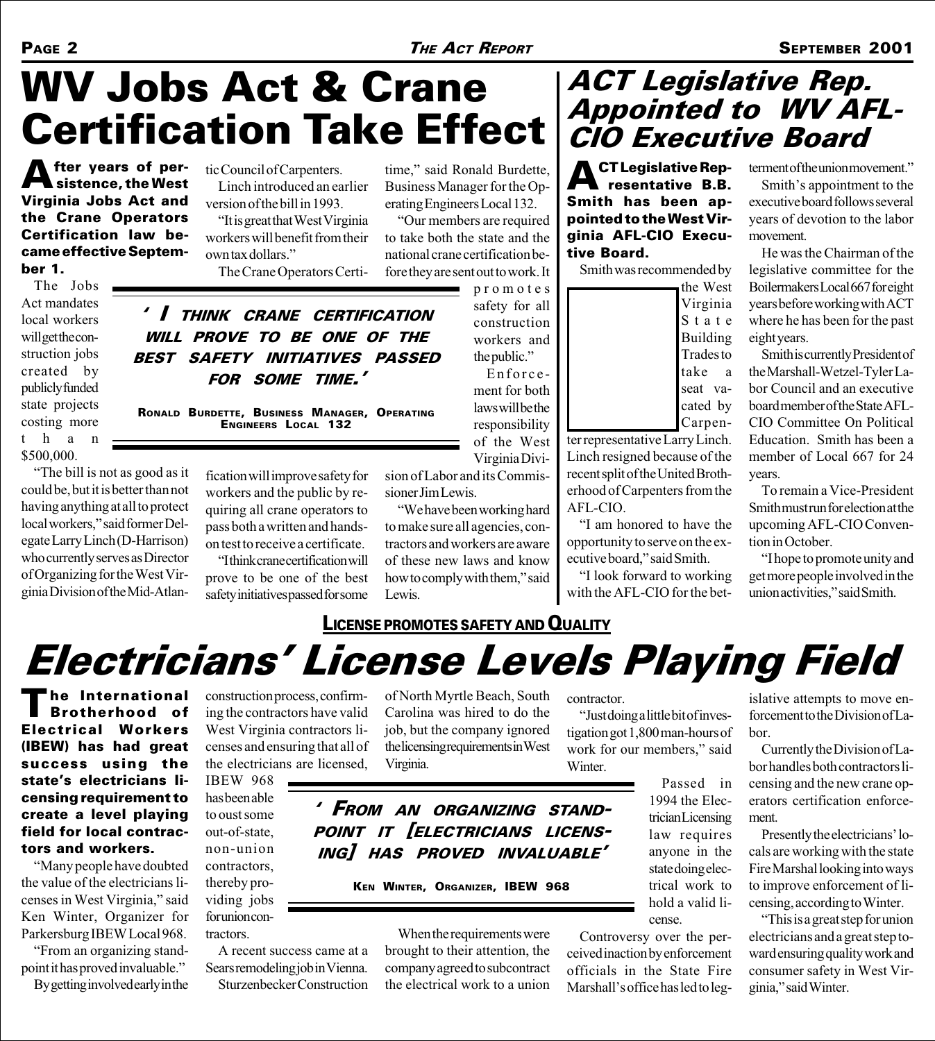# WV Jobs Act & Crane Certification Take Effect

**After years of persistence, the West Virginia Jobs Act and the Crane Operators Certification law became effective September 1.**

The Jobs Act mandates local workers will get the construction jobs created by publicly funded state projects costing more than $500,000.

"The bill is not as good as it could be, but it is better than not having anything at all to protect local workers," said former Delegate Larry Linch (D-Harrison) who currently serves as Director of Organizing for the West Virginia Division of the Mid-Atlantic Council of Carpenters.

Linch introduced an earlier version of the bill in 1993.

"It is great that West Virginia workers will benefit from their own tax dollars."

The Crane Operators Certification will improve safety for workers and the public by requiring all crane operators to pass both a written and hands-on test to receive a certificate.

"I think crane certification will prove to be one of the best safety initiatives passed for some time," said Ronald Burdette, Business Manager for the Operating Engineers Local 132.

"Our members are required to take both the state and the national crane certification before they are sent out to work. It promotes safety for all construction workers and the public."

> ***'I think crane certification will prove to be one of the best safety initiatives passed for some time.'***
>
> **Ronald Burdette, Business Manager, Operating Engineers Local 132**

Enforcement for both laws will be the responsibility of the West Virginia Division of Labor and its Commissioner Jim Lewis.

"We have been working hard to make sure all agencies, contractors and workers are aware of these new laws and know how to comply with them," said Lewis.

# ACT Legislative Rep. Appointed to WV AFL-CIO Executive Board

**ACT Legislative Representative B.B. Smith has been appointed to the West Virginia AFL-CIO Executive Board.**

Smith was recommended by the West Virginia State Building Trades to take a seat vacated by Carpenter representative Larry Linch. Linch resigned because of the recent split of the United Brotherhood of Carpenters from the AFL-CIO.

"I am honored to have the opportunity to serve on the executive board," said Smith.

"I look forward to working with the AFL-CIO for the betterment of the union movement."

Smith's appointment to the executive board follows several years of devotion to the labor movement.

He was the Chairman of the legislative committee for the Boilermakers Local 667 for eight years before working with ACT where he has been for the past eight years.

Smith is currently President of the Marshall-Wetzel-Tyler Labor Council and an executive board member of the State AFL-CIO Committee On Political Education. Smith has been a member of Local 667 for 24 years.

To remain a Vice-President Smith must run for election at the upcoming AFL-CIO Convention in October.

"I hope to promote unity and get more people involved in the union activities," said Smith.

## License Promotes Safety and Quality

# *Electricians' License Levels Playing Field*

**The International Brotherhood of Electrical Workers (IBEW) has had great success using the state's electricians licensing requirement to create a level playing field for local contractors and workers.**

"Many people have doubted the value of the electricians licenses in West Virginia," said Ken Winter, Organizer for Parkersburg IBEW Local 968.

"From an organizing standpoint it has proved invaluable."

By getting involved early in the construction process, confirming the contractors have valid West Virginia contractors licenses and ensuring that all of the electricians are licensed, IBEW 968 has been able to oust some out-of-state, non-union contractors, thereby providing jobs for union contractors.

A recent success came at a Sears remodeling job in Vienna. Sturzenbecker Construction of North Myrtle Beach, South Carolina was hired to do the job, but the company ignored the licensing requirements in West Virginia.

> ***'From an organizing standpoint it [electricians licensing] has proved invaluable'***
>
> **Ken Winter, Organizer, IBEW 968**

When the requirements were brought to their attention, the company agreed to subcontract the electrical work to a union contractor.

"Just doing a little bit of investigation got 1,800 man-hours of work for our members," said Winter.

Passed in 1994 the Electrician Licensing law requires anyone in the state doing electrical work to hold a valid license.

Controversy over the perceived inaction by enforcement officials in the State Fire Marshall's office has led to legislative attempts to move enforcement to the Division of Labor.

Currently the Division of Labor handles both contractors licensing and the new crane operators certification enforcement.

Presently the electricians' locals are working with the state Fire Marshal looking into ways to improve enforcement of licensing, according to Winter.

"This is a great step for union electricians and a great step toward ensuring quality work and consumer safety in West Virginia," said Winter.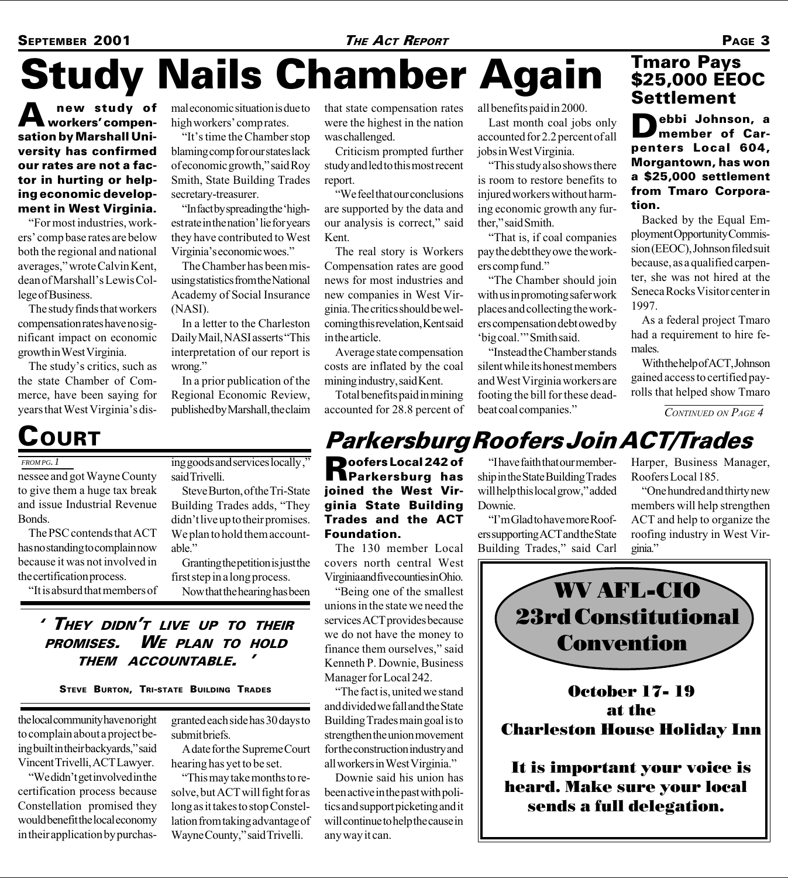# Study Nails Chamber Again

**A new study of workers' compensation by Marshall University has confirmed our rates are not a factor in hurting or helping economic development in West Virginia.**

"For most industries, workers' comp base rates are below both the regional and national averages," wrote Calvin Kent, dean of Marshall's Lewis College of Business.

The study finds that workers compensation rates have no significant impact on economic growth in West Virginia.

The study's critics, such as the state Chamber of Commerce, have been saying for years that West Virginia's dismal economic situation is due to high workers' comp rates.

"It's time the Chamber stop blaming comp for our states lack of economic growth," said Roy Smith, State Building Trades secretary-treasurer.

"In fact by spreading the 'highest rate in the nation' lie for years they have contributed to West Virginia's economic woes."

The Chamber has been misusing statistics from the National Academy of Social Insurance (NASI).

In a letter to the Charleston Daily Mail, NASI asserts "This interpretation of our report is wrong."

In a prior publication of the Regional Economic Review, published by Marshall, the claim that state compensation rates were the highest in the nation was challenged.

Criticism prompted further study and led to this most recent report.

"We feel that our conclusions are supported by the data and our analysis is correct," said Kent.

The real story is Workers Compensation rates are good news for most industries and new companies in West Virginia. The critics should be welcoming this revelation, Kent said in the article.

Average state compensation costs are inflated by the coal mining industry, said Kent.

Total benefits paid in mining accounted for 28.8 percent of all benefits paid in 2000.

Last month coal jobs only accounted for 2.2 percent of all jobs in West Virginia.

"This study also shows there is room to restore benefits to injured workers without harming economic growth any further," said Smith.

"That is, if coal companies pay the debt they owe the workers comp fund."

"The Chamber should join with us in promoting safer work places and collecting the workers compensation debt owed by 'big coal.'" Smith said.

"Instead the Chamber stands silent while its honest members and West Virginia workers are footing the bill for these deadbeat coal companies."

## Tmaro Pays $25,000 EEOC Settlement

**Debbi Johnson, a member of Carpenters Local 604, Morgantown, has won a $25,000 settlement from Tmaro Corporation.**

Backed by the Equal Employment Opportunity Commission (EEOC), Johnson filed suit because, as a qualified carpenter, she was not hired at the Seneca Rocks Visitor center in 1997.

As a federal project Tmaro had a requirement to hire females.

With the help of ACT, Johnson gained access to certified payrolls that helped show Tmaro

*Continued on Page 4*

## Court

*From pg. 1*

nessee and got Wayne County to give them a huge tax break and issue Industrial Revenue Bonds.

The PSC contends that ACT has no standing to complain now because it was not involved in the certification process.

"It is absurd that members of the local community have no right to complain about a project being built in their backyards," said Vincent Trivelli, ACT Lawyer.

"We didn't get involved in the certification process because Constellation promised they would benefit the local economy in their application by purchasing goods and services locally," said Trivelli.

Steve Burton, of the Tri-State Building Trades adds, "They didn't live up to their promises. We plan to hold them accountable."

Granting the petition is just the first step in a long process.

Now that the hearing has been granted each side has 30 days to submit briefs.

A date for the Supreme Court hearing has yet to be set.

"This may take months to resolve, but ACT will fight for as long as it takes to stop Constellation from taking advantage of Wayne County," said Trivelli.

> **'They didn't live up to their promises. We plan to hold them accountable.'**
>
> **Steve Burton, Tri-state Building Trades**

## Parkersburg Roofers Join ACT/Trades

**Roofers Local 242 of Parkersburg has joined the West Virginia State Building Trades and the ACT Foundation.**

The 130 member Local covers north central West Virginia and five counties in Ohio.

"Being one of the smallest unions in the state we need the services ACT provides because we do not have the money to finance them ourselves," said Kenneth P. Downie, Business Manager for Local 242.

"The fact is, united we stand and divided we fall and the State Building Trades main goal is to strengthen the union movement for the construction industry and all workers in West Virginia."

Downie said his union has been active in the past with politics and support picketing and it will continue to help the cause in any way it can.

"I have faith that our membership in the State Building Trades will help this local grow," added Downie.

"I'm Glad to have more Roofers supporting ACT and the State Building Trades," said Carl Harper, Business Manager, Roofers Local 185.

"One hundred and thirty new members will help strengthen ACT and help to organize the roofing industry in West Virginia."

**WV AFL-CIO 23rd Constitutional Convention**

**October 17- 19 at the Charleston House Holiday Inn**

**It is important your voice is heard. Make sure your local sends a full delegation.**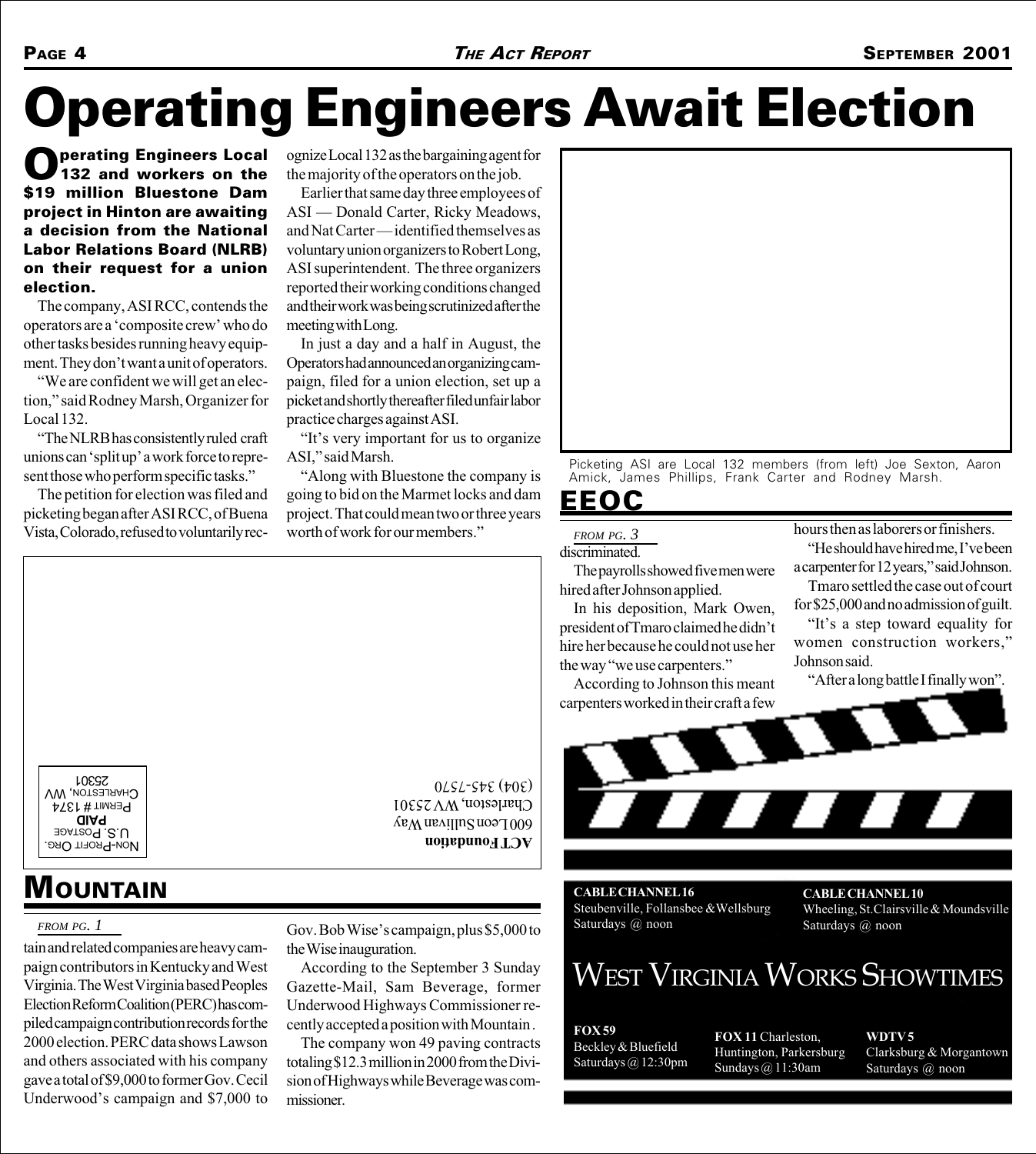# Operating Engineers Await Election

**Operating Engineers Local 132 and workers on the $19 million Bluestone Dam project in Hinton are awaiting a decision from the National Labor Relations Board (NLRB) on their request for a union election.**

The company, ASI RCC, contends the operators are a 'composite crew' who do other tasks besides running heavy equipment. They don't want a unit of operators.

"We are confident we will get an election," said Rodney Marsh, Organizer for Local 132.

"The NLRB has consistently ruled craft unions can 'split up' a work force to represent those who perform specific tasks."

The petition for election was filed and picketing began after ASI RCC, of Buena Vista, Colorado, refused to voluntarily recognize Local 132 as the bargaining agent for the majority of the operators on the job.

Earlier that same day three employees of ASI — Donald Carter, Ricky Meadows, and Nat Carter — identified themselves as voluntary union organizers to Robert Long, ASI superintendent. The three organizers reported their working conditions changed and their work was being scrutinized after the meeting with Long.

In just a day and a half in August, the Operators had announced an organizing campaign, filed for a union election, set up a picket and shortly thereafter filed unfair labor practice charges against ASI.

"It's very important for us to organize ASI," said Marsh.

"Along with Bluestone the company is going to bid on the Marmet locks and dam project. That could mean two or three years worth of work for our members."

Picketing ASI are Local 132 members (from left) Joe Sexton, Aaron Amick, James Phillips, Frank Carter and Rodney Marsh.

## EEOC

*FROM PG. 3*

discriminated.

The payrolls showed five men were hired after Johnson applied.

In his deposition, Mark Owen, president of Tmaro claimed he didn't hire her because he could not use her the way "we use carpenters."

According to Johnson this meant carpenters worked in their craft a few hours then as laborers or finishers.

"He should have hired me, I've been a carpenter for 12 years," said Johnson.

Tmaro settled the case out of court for $25,000 and no admission of guilt.

"It's a step toward equality for women construction workers," Johnson said.

"After a long battle I finally won".

**ACT Foundation**
600 Leon Sullivan Way
Charleston, WV 25301
(304) 345-7570

NON-PROFIT ORG.
U.S. POSTAGE
**PAID**
PERMIT # 1374
CHARLESTON, WV
25301

## Mountain

*FROM PG. 1*

tain and related companies are heavy campaign contributors in Kentucky and West Virginia. The West Virginia based Peoples Election Reform Coalition (PERC) has compiled campaign contribution records for the 2000 election. PERC data shows Lawson and others associated with his company gave a total of $9,000 to former Gov. Cecil Underwood's campaign and $7,000 to Gov. Bob Wise's campaign, plus $5,000 to the Wise inauguration.

According to the September 3 Sunday Gazette-Mail, Sam Beverage, former Underwood Highways Commissioner recently accepted a position with Mountain.

The company won 49 paving contracts totaling $12.3 million in 2000 from the Division of Highways while Beverage was commissioner.

## West Virginia Works Showtimes

**CABLE CHANNEL 16**
Steubenville, Follansbee & Wellsburg
Saturdays @ noon

**CABLE CHANNEL 10**
Wheeling, St. Clairsville & Moundsville
Saturdays @ noon

**FOX 59**
Beckley & Bluefield
Saturdays @ 12:30pm

**FOX 11** Charleston, Huntington, Parkersburg
Sundays @ 11:30am

**WDTV 5**
Clarksburg & Morgantown
Saturdays @ noon